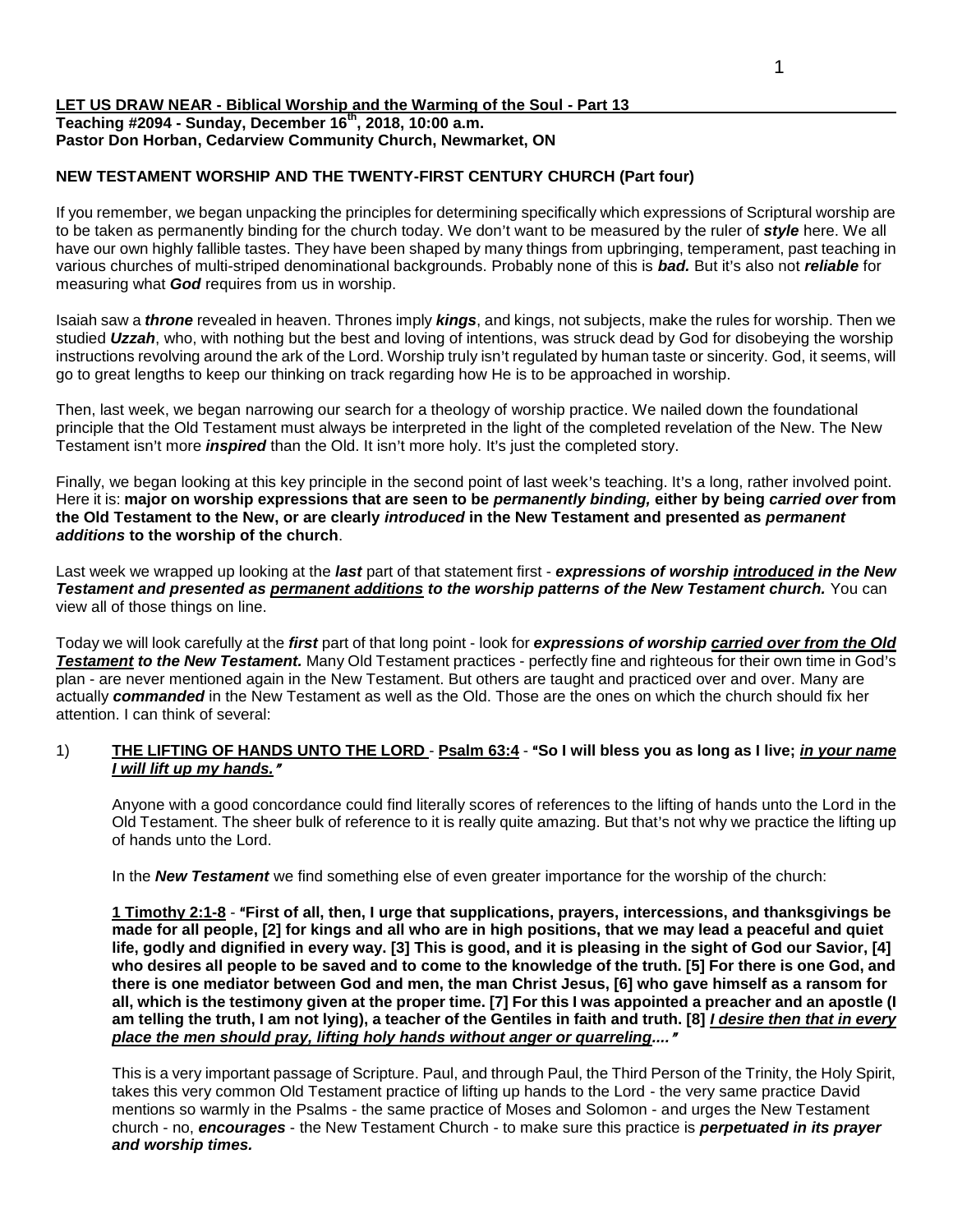**LET US DRAW NEAR - Biblical Worship and the Warming of the Soul - Part 13**
**Teaching #2094 - Sunday, December 16th, 2018, 10:00 a.m.**
**Pastor Don Horban, Cedarview Community Church, Newmarket, ON**

**NEW TESTAMENT WORSHIP AND THE TWENTY-FIRST CENTURY CHURCH (Part four)**

If you remember, we began unpacking the principles for determining specifically which expressions of Scriptural worship are to be taken as permanently binding for the church today. We don't want to be measured by the ruler of ***style*** here. We all have our own highly fallible tastes. They have been shaped by many things from upbringing, temperament, past teaching in various churches of multi-striped denominational backgrounds. Probably none of this is ***bad.*** But it's also not ***reliable*** for measuring what ***God*** requires from us in worship.

Isaiah saw a ***throne*** revealed in heaven. Thrones imply ***kings***, and kings, not subjects, make the rules for worship. Then we studied ***Uzzah***, who, with nothing but the best and loving of intentions, was struck dead by God for disobeying the worship instructions revolving around the ark of the Lord. Worship truly isn't regulated by human taste or sincerity. God, it seems, will go to great lengths to keep our thinking on track regarding how He is to be approached in worship.

Then, last week, we began narrowing our search for a theology of worship practice. We nailed down the foundational principle that the Old Testament must always be interpreted in the light of the completed revelation of the New. The New Testament isn't more ***inspired*** than the Old. It isn't more holy. It's just the completed story.

Finally, we began looking at this key principle in the second point of last week's teaching. It's a long, rather involved point. Here it is: **major on worship expressions that are seen to be *permanently binding,* either by being *carried over* from the Old Testament to the New, or are clearly *introduced* in the New Testament and presented as *permanent additions* to the worship of the church**.

Last week we wrapped up looking at the ***last*** part of that statement first - ***expressions of worship <u>introduced</u> in the New Testament and presented as <u>permanent additions</u> to the worship patterns of the New Testament church.*** You can view all of those things on line.

Today we will look carefully at the ***first*** part of that long point - look for ***expressions of worship <u>carried over from the Old Testament</u> to the New Testament.*** Many Old Testament practices - perfectly fine and righteous for their own time in God's plan - are never mentioned again in the New Testament. But others are taught and practiced over and over. Many are actually ***commanded*** in the New Testament as well as the Old. Those are the ones on which the church should fix her attention. I can think of several:

1) **<u>THE LIFTING OF HANDS UNTO THE LORD</u> - <u>Psalm 63:4</u> - "So I will bless you as long as I live; *<u>in your name I will lift up my hands.</u>*"**

Anyone with a good concordance could find literally scores of references to the lifting of hands unto the Lord in the Old Testament. The sheer bulk of reference to it is really quite amazing. But that's not why we practice the lifting up of hands unto the Lord.

In the ***New Testament*** we find something else of even greater importance for the worship of the church:

**<u>1 Timothy 2:1-8</u> - "First of all, then, I urge that supplications, prayers, intercessions, and thanksgivings be made for all people, [2] for kings and all who are in high positions, that we may lead a peaceful and quiet life, godly and dignified in every way. [3] This is good, and it is pleasing in the sight of God our Savior, [4] who desires all people to be saved and to come to the knowledge of the truth. [5] For there is one God, and there is one mediator between God and men, the man Christ Jesus, [6] who gave himself as a ransom for all, which is the testimony given at the proper time. [7] For this I was appointed a preacher and an apostle (I am telling the truth, I am not lying), a teacher of the Gentiles in faith and truth. [8] *<u>I desire then that in every place the men should pray, lifting holy hands without anger or quarreling....</u>*"**

This is a very important passage of Scripture. Paul, and through Paul, the Third Person of the Trinity, the Holy Spirit, takes this very common Old Testament practice of lifting up hands to the Lord - the very same practice David mentions so warmly in the Psalms - the same practice of Moses and Solomon - and urges the New Testament church - no, ***encourages*** - the New Testament Church - to make sure this practice is ***perpetuated in its prayer and worship times.***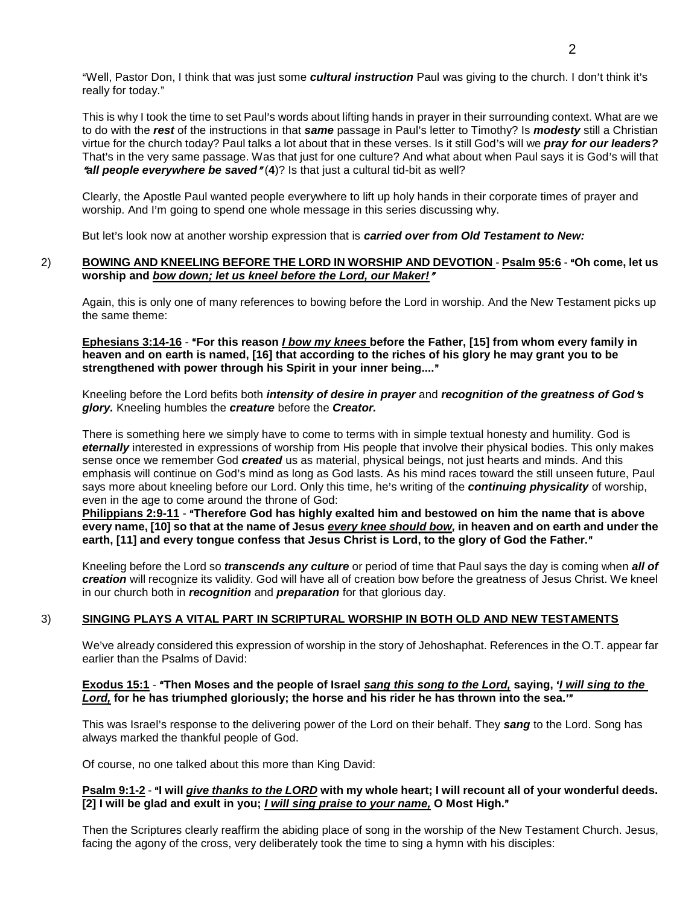"Well, Pastor Don, I think that was just some ***cultural instruction*** Paul was giving to the church. I don't think it's really for today."

This is why I took the time to set Paul's words about lifting hands in prayer in their surrounding context. What are we to do with the ***rest*** of the instructions in that ***same*** passage in Paul's letter to Timothy? Is ***modesty*** still a Christian virtue for the church today? Paul talks a lot about that in these verses. Is it still God's will we ***pray for our leaders?*** That's in the very same passage. Was that just for one culture? And what about when Paul says it is God's will that ***"all people everywhere be saved"*** (**4**)? Is that just a cultural tid-bit as well?

Clearly, the Apostle Paul wanted people everywhere to lift up holy hands in their corporate times of prayer and worship. And I'm going to spend one whole message in this series discussing why.

But let's look now at another worship expression that is ***carried over from Old Testament to New:***

2) **<u>BOWING AND KNEELING BEFORE THE LORD IN WORSHIP AND DEVOTION</u>** - **<u>Psalm 95:6</u>** - **"Oh come, let us worship and *<u>bow down; let us kneel before the Lord, our Maker!</u>*"**

Again, this is only one of many references to bowing before the Lord in worship. And the New Testament picks up the same theme:

**<u>Ephesians 3:14-16</u>** - **"For this reason *<u>I bow my knees</u>* before the Father, [15] from whom every family in heaven and on earth is named, [16] that according to the riches of his glory he may grant you to be strengthened with power through his Spirit in your inner being...."**

Kneeling before the Lord befits both ***intensity of desire in prayer*** and ***recognition of the greatness of God's glory.*** Kneeling humbles the ***creature*** before the ***Creator.***

There is something here we simply have to come to terms with in simple textual honesty and humility. God is ***eternally*** interested in expressions of worship from His people that involve their physical bodies. This only makes sense once we remember God ***created*** us as material, physical beings, not just hearts and minds. And this emphasis will continue on God's mind as long as God lasts. As his mind races toward the still unseen future, Paul says more about kneeling before our Lord. Only this time, he's writing of the ***continuing physicality*** of worship, even in the age to come around the throne of God:

**<u>Philippians 2:9-11</u>** - **"Therefore God has highly exalted him and bestowed on him the name that is above every name, [10] so that at the name of Jesus *<u>every knee should bow</u>*, in heaven and on earth and under the earth, [11] and every tongue confess that Jesus Christ is Lord, to the glory of God the Father."**

Kneeling before the Lord so ***transcends any culture*** or period of time that Paul says the day is coming when ***all of creation*** will recognize its validity. God will have all of creation bow before the greatness of Jesus Christ. We kneel in our church both in ***recognition*** and ***preparation*** for that glorious day.

3) **<u>SINGING PLAYS A VITAL PART IN SCRIPTURAL WORSHIP IN BOTH OLD AND NEW TESTAMENTS</u>**

We've already considered this expression of worship in the story of Jehoshaphat. References in the O.T. appear far earlier than the Psalms of David:

**<u>Exodus 15:1</u>** - **"Then Moses and the people of Israel *<u>sang this song to the Lord,</u>* saying, '*<u>I will sing to the Lord,</u>* for he has triumphed gloriously; the horse and his rider he has thrown into the sea.'"**

This was Israel's response to the delivering power of the Lord on their behalf. They ***sang*** to the Lord. Song has always marked the thankful people of God.

Of course, no one talked about this more than King David:

**<u>Psalm 9:1-2</u>** - **"I will *<u>give thanks to the LORD</u>* with my whole heart; I will recount all of your wonderful deeds. [2] I will be glad and exult in you; *<u>I will sing praise to your name,</u>* O Most High."**

Then the Scriptures clearly reaffirm the abiding place of song in the worship of the New Testament Church. Jesus, facing the agony of the cross, very deliberately took the time to sing a hymn with his disciples: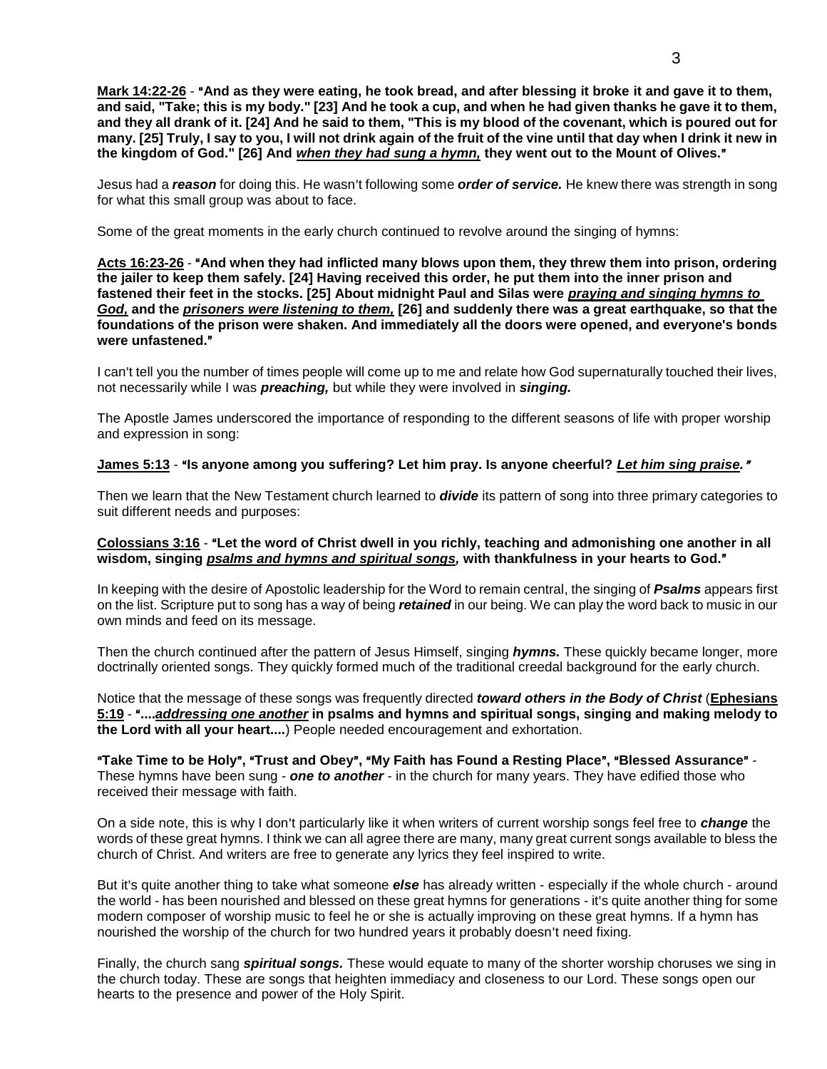**Mark 14:22-26** - **"And as they were eating, he took bread, and after blessing it broke it and gave it to them, and said, "Take; this is my body." [23] And he took a cup, and when he had given thanks he gave it to them, and they all drank of it. [24] And he said to them, "This is my blood of the covenant, which is poured out for many. [25] Truly, I say to you, I will not drink again of the fruit of the vine until that day when I drink it new in the kingdom of God." [26] And *when they had sung a hymn,* they went out to the Mount of Olives."**

Jesus had a ***reason*** for doing this. He wasn't following some ***order of service.*** He knew there was strength in song for what this small group was about to face.

Some of the great moments in the early church continued to revolve around the singing of hymns:

**Acts 16:23-26** - **"And when they had inflicted many blows upon them, they threw them into prison, ordering the jailer to keep them safely. [24] Having received this order, he put them into the inner prison and fastened their feet in the stocks. [25] About midnight Paul and Silas were *praying and singing hymns to God,* and the *prisoners were listening to them,* [26] and suddenly there was a great earthquake, so that the foundations of the prison were shaken. And immediately all the doors were opened, and everyone's bonds were unfastened."**

I can't tell you the number of times people will come up to me and relate how God supernaturally touched their lives, not necessarily while I was ***preaching,*** but while they were involved in ***singing.***

The Apostle James underscored the importance of responding to the different seasons of life with proper worship and expression in song:

**James 5:13** - **"Is anyone among you suffering? Let him pray. Is anyone cheerful? *Let him sing praise.*"**

Then we learn that the New Testament church learned to ***divide*** its pattern of song into three primary categories to suit different needs and purposes:

**Colossians 3:16** - **"Let the word of Christ dwell in you richly, teaching and admonishing one another in all wisdom, singing *psalms and hymns and spiritual songs,* with thankfulness in your hearts to God."**

In keeping with the desire of Apostolic leadership for the Word to remain central, the singing of ***Psalms*** appears first on the list. Scripture put to song has a way of being ***retained*** in our being. We can play the word back to music in our own minds and feed on its message.

Then the church continued after the pattern of Jesus Himself, singing ***hymns.*** These quickly became longer, more doctrinally oriented songs. They quickly formed much of the traditional creedal background for the early church.

Notice that the message of these songs was frequently directed ***toward others in the Body of Christ*** (**Ephesians 5:19** - **"....*addressing one another* in psalms and hymns and spiritual songs, singing and making melody to the Lord with all your heart....**) People needed encouragement and exhortation.

**"Take Time to be Holy", "Trust and Obey", "My Faith has Found a Resting Place", "Blessed Assurance"** - These hymns have been sung - ***one to another*** - in the church for many years. They have edified those who received their message with faith.

On a side note, this is why I don't particularly like it when writers of current worship songs feel free to ***change*** the words of these great hymns. I think we can all agree there are many, many great current songs available to bless the church of Christ. And writers are free to generate any lyrics they feel inspired to write.

But it's quite another thing to take what someone ***else*** has already written - especially if the whole church - around the world - has been nourished and blessed on these great hymns for generations - it's quite another thing for some modern composer of worship music to feel he or she is actually improving on these great hymns. If a hymn has nourished the worship of the church for two hundred years it probably doesn't need fixing.

Finally, the church sang ***spiritual songs.*** These would equate to many of the shorter worship choruses we sing in the church today. These are songs that heighten immediacy and closeness to our Lord. These songs open our hearts to the presence and power of the Holy Spirit.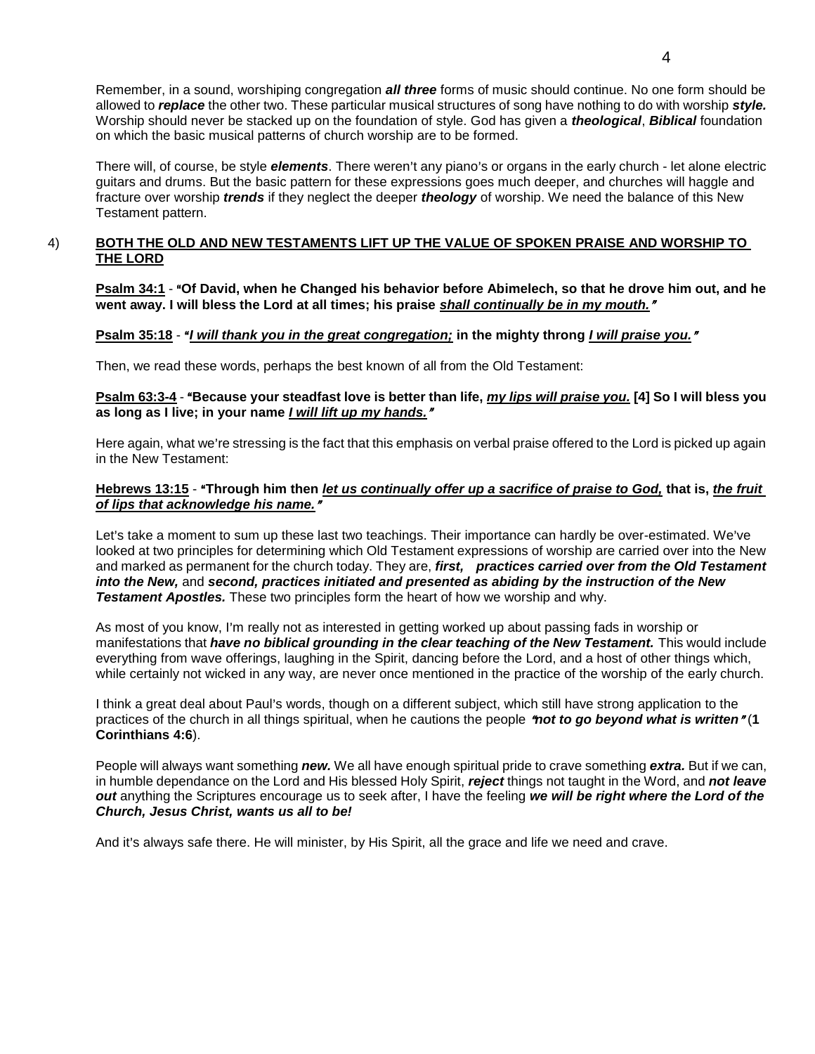Remember, in a sound, worshiping congregation ***all three*** forms of music should continue. No one form should be allowed to ***replace*** the other two. These particular musical structures of song have nothing to do with worship ***style.*** Worship should never be stacked up on the foundation of style. God has given a ***theological***, ***Biblical*** foundation on which the basic musical patterns of church worship are to be formed.

There will, of course, be style ***elements***. There weren't any piano's or organs in the early church - let alone electric guitars and drums. But the basic pattern for these expressions goes much deeper, and churches will haggle and fracture over worship ***trends*** if they neglect the deeper ***theology*** of worship. We need the balance of this New Testament pattern.

4) **<u>BOTH THE OLD AND NEW TESTAMENTS LIFT UP THE VALUE OF SPOKEN PRAISE AND WORSHIP TO THE LORD</u>**

**<u>Psalm 34:1</u> - "Of David, when he Changed his behavior before Abimelech, so that he drove him out, and he went away. I will bless the Lord at all times; his praise *<u>shall continually be in my mouth.</u>*"**

**<u>Psalm 35:18</u> - "*<u>I will thank you in the great congregation;</u>* in the mighty throng *<u>I will praise you.</u>*"**

Then, we read these words, perhaps the best known of all from the Old Testament:

**<u>Psalm 63:3-4</u> - "Because your steadfast love is better than life, *<u>my lips will praise you.</u>* [4] So I will bless you as long as I live; in your name *<u>I will lift up my hands.</u>*"**

Here again, what we're stressing is the fact that this emphasis on verbal praise offered to the Lord is picked up again in the New Testament:

**<u>Hebrews 13:15</u> - "Through him then *<u>let us continually offer up a sacrifice of praise to God,</u>* that is, *<u>the fruit of lips that acknowledge his name.</u>*"**

Let's take a moment to sum up these last two teachings. Their importance can hardly be over-estimated. We've looked at two principles for determining which Old Testament expressions of worship are carried over into the New and marked as permanent for the church today. They are, ***first, practices carried over from the Old Testament into the New,*** and ***second, practices initiated and presented as abiding by the instruction of the New Testament Apostles.*** These two principles form the heart of how we worship and why.

As most of you know, I'm really not as interested in getting worked up about passing fads in worship or manifestations that ***have no biblical grounding in the clear teaching of the New Testament.*** This would include everything from wave offerings, laughing in the Spirit, dancing before the Lord, and a host of other things which, while certainly not wicked in any way, are never once mentioned in the practice of the worship of the early church.

I think a great deal about Paul's words, though on a different subject, which still have strong application to the practices of the church in all things spiritual, when he cautions the people ***"not to go beyond what is written"*** (**1 Corinthians 4:6**).

People will always want something ***new.*** We all have enough spiritual pride to crave something ***extra.*** But if we can, in humble dependance on the Lord and His blessed Holy Spirit, ***reject*** things not taught in the Word, and ***not leave out*** anything the Scriptures encourage us to seek after, I have the feeling ***we will be right where the Lord of the Church, Jesus Christ, wants us all to be!***

And it's always safe there. He will minister, by His Spirit, all the grace and life we need and crave.